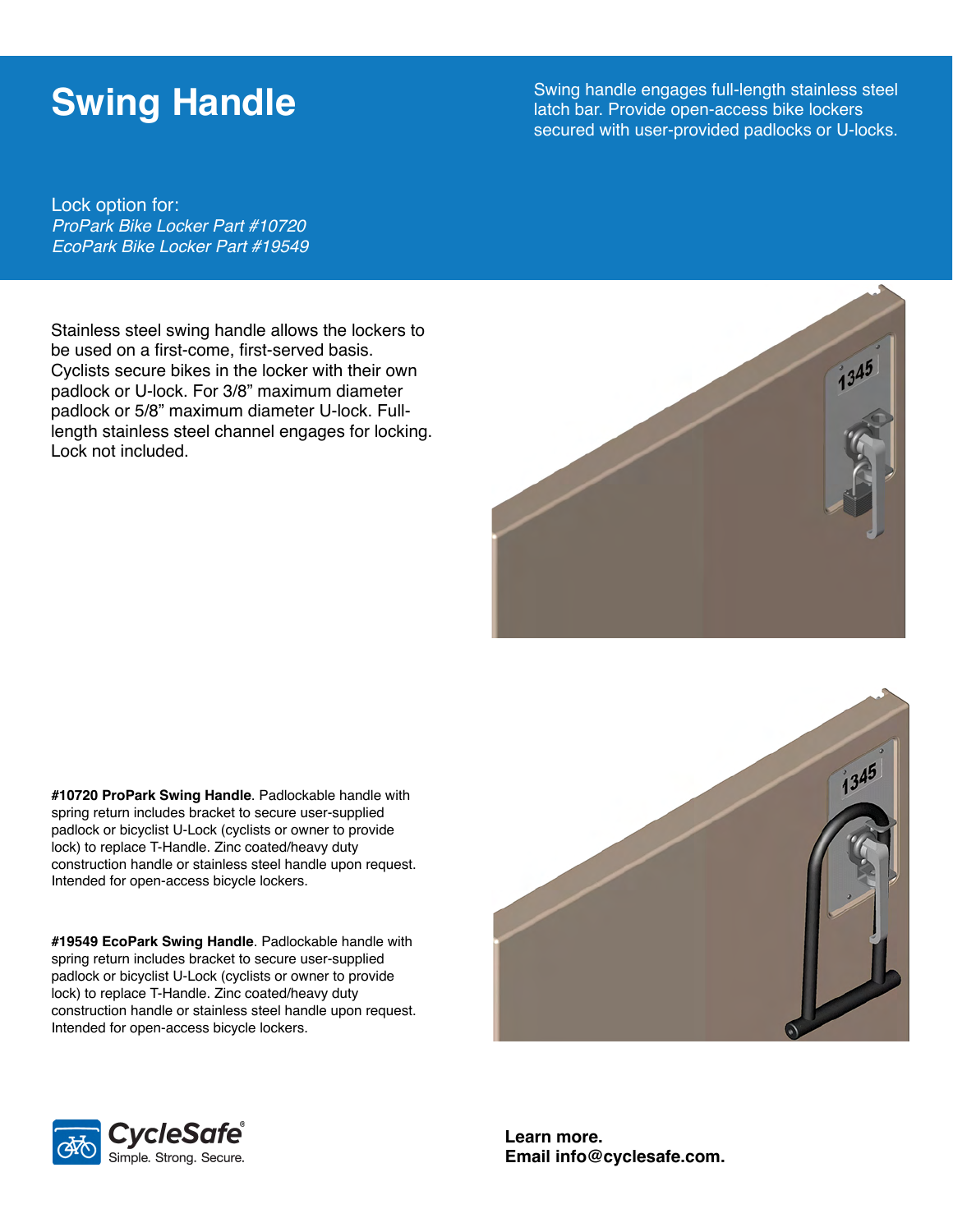# Swing Handle

Swing handle engages full-length stainless steel latch bar. Provide open-access bike lockers secured with user-provided padlocks or U-locks.

Lock option for:
*ProPark Bike Locker Part #10720*
*EcoPark Bike Locker Part #19549*

Stainless steel swing handle allows the lockers to be used on a first-come, first-served basis. Cyclists secure bikes in the locker with their own padlock or U-lock. For 3/8" maximum diameter padlock or 5/8" maximum diameter U-lock. Full-length stainless steel channel engages for locking. Lock not included.

**#10720 ProPark Swing Handle**. Padlockable handle with spring return includes bracket to secure user-supplied padlock or bicyclist U-Lock (cyclists or owner to provide lock) to replace T-Handle. Zinc coated/heavy duty construction handle or stainless steel handle upon request. Intended for open-access bicycle lockers.

**#19549 EcoPark Swing Handle**. Padlockable handle with spring return includes bracket to secure user-supplied padlock or bicyclist U-Lock (cyclists or owner to provide lock) to replace T-Handle. Zinc coated/heavy duty construction handle or stainless steel handle upon request. Intended for open-access bicycle lockers.

CycleSafe®
Simple. Strong. Secure.

**Learn more.**
**Email info@cyclesafe.com.**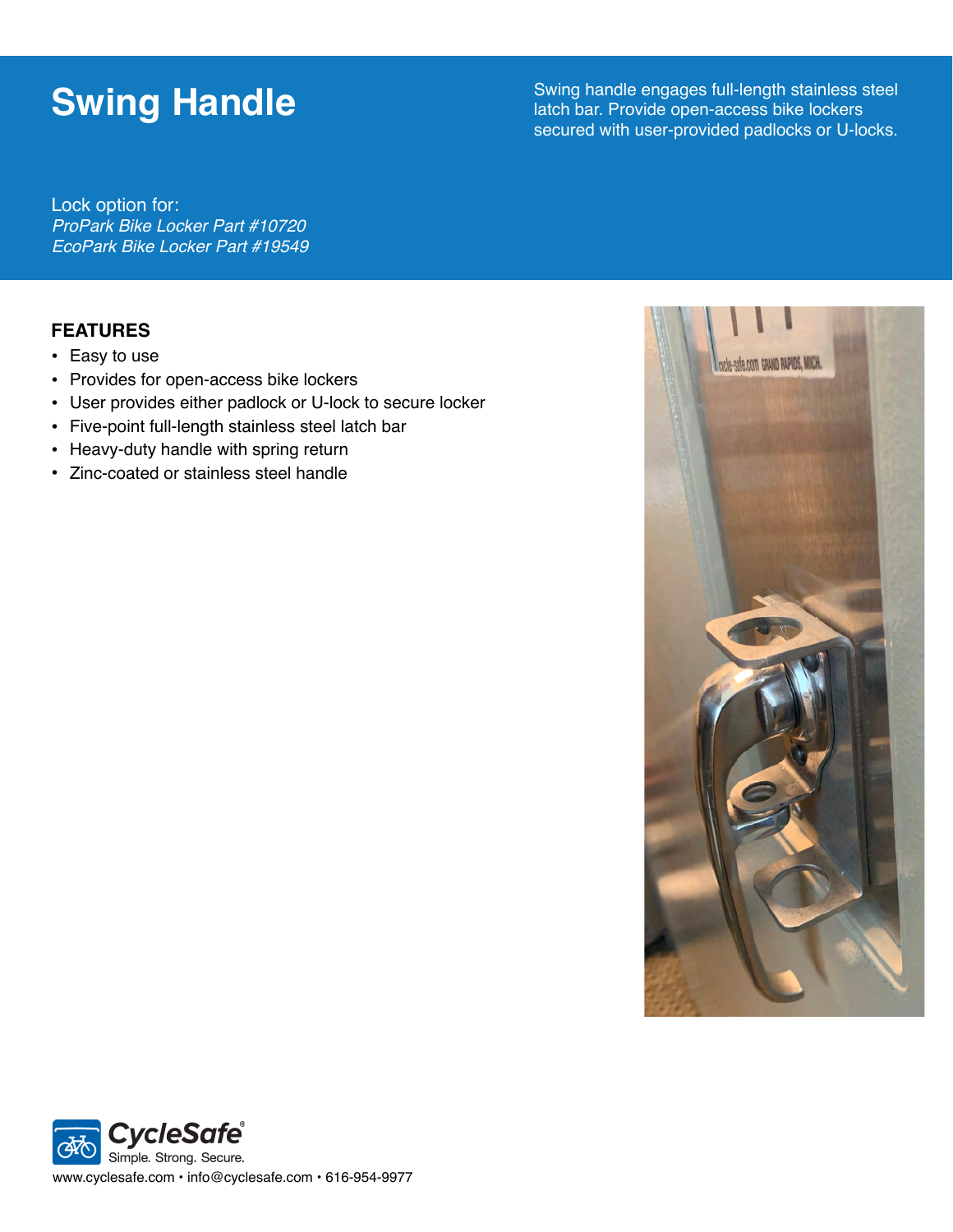# Swing Handle

Swing handle engages full-length stainless steel latch bar. Provide open-access bike lockers secured with user-provided padlocks or U-locks.

Lock option for:
*ProPark Bike Locker Part #10720*
*EcoPark Bike Locker Part #19549*

## FEATURES

- Easy to use
- Provides for open-access bike lockers
- User provides either padlock or U-lock to secure locker
- Five-point full-length stainless steel latch bar
- Heavy-duty handle with spring return
- Zinc-coated or stainless steel handle

CycleSafe®
Simple. Strong. Secure.

www.cyclesafe.com • info@cyclesafe.com • 616-954-9977